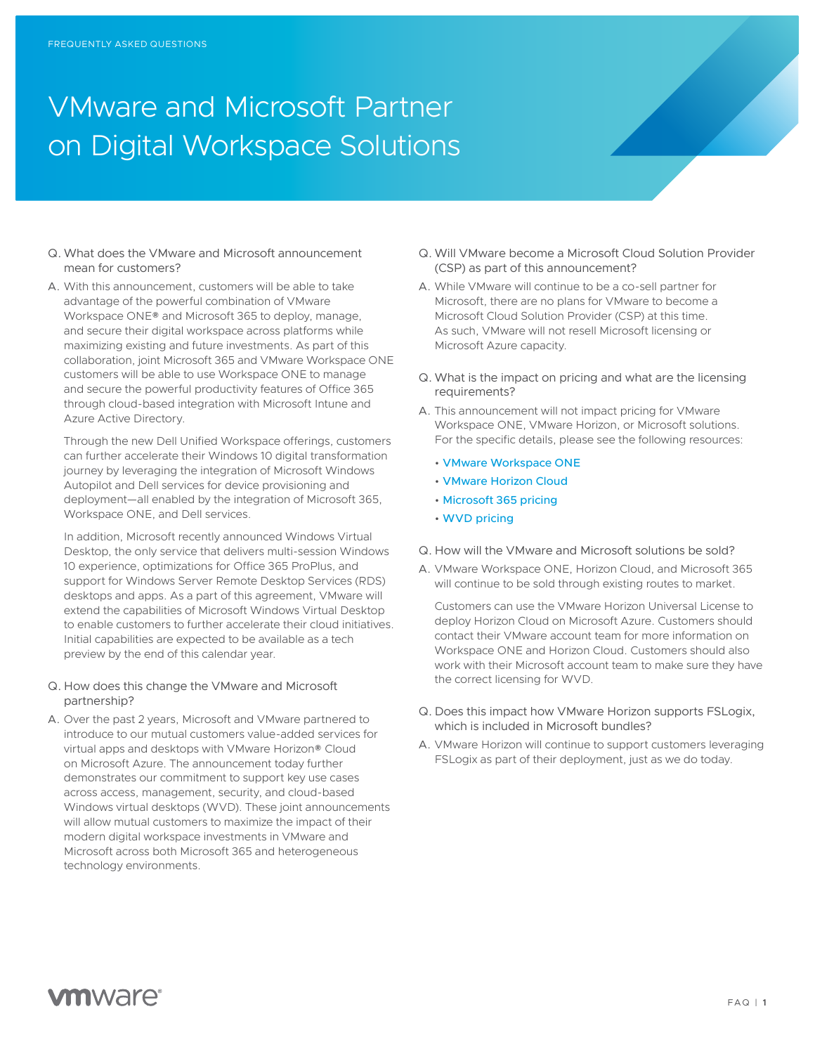FREQUENTLY ASKED QUESTIONS

# VMware and Microsoft Partner on Digital Workspace Solutions

Q. What does the VMware and Microsoft announcement mean for customers?

A. With this announcement, customers will be able to take advantage of the powerful combination of VMware Workspace ONE® and Microsoft 365 to deploy, manage, and secure their digital workspace across platforms while maximizing existing and future investments. As part of this collaboration, joint Microsoft 365 and VMware Workspace ONE customers will be able to use Workspace ONE to manage and secure the powerful productivity features of Office 365 through cloud-based integration with Microsoft Intune and Azure Active Directory.

Through the new Dell Unified Workspace offerings, customers can further accelerate their Windows 10 digital transformation journey by leveraging the integration of Microsoft Windows Autopilot and Dell services for device provisioning and deployment—all enabled by the integration of Microsoft 365, Workspace ONE, and Dell services.

In addition, Microsoft recently announced Windows Virtual Desktop, the only service that delivers multi-session Windows 10 experience, optimizations for Office 365 ProPlus, and support for Windows Server Remote Desktop Services (RDS) desktops and apps. As a part of this agreement, VMware will extend the capabilities of Microsoft Windows Virtual Desktop to enable customers to further accelerate their cloud initiatives. Initial capabilities are expected to be available as a tech preview by the end of this calendar year.

Q. How does this change the VMware and Microsoft partnership?

A. Over the past 2 years, Microsoft and VMware partnered to introduce to our mutual customers value-added services for virtual apps and desktops with VMware Horizon® Cloud on Microsoft Azure. The announcement today further demonstrates our commitment to support key use cases across access, management, security, and cloud-based Windows virtual desktops (WVD). These joint announcements will allow mutual customers to maximize the impact of their modern digital workspace investments in VMware and Microsoft across both Microsoft 365 and heterogeneous technology environments.

Q. Will VMware become a Microsoft Cloud Solution Provider (CSP) as part of this announcement?

A. While VMware will continue to be a co-sell partner for Microsoft, there are no plans for VMware to become a Microsoft Cloud Solution Provider (CSP) at this time. As such, VMware will not resell Microsoft licensing or Microsoft Azure capacity.

Q. What is the impact on pricing and what are the licensing requirements?

A. This announcement will not impact pricing for VMware Workspace ONE, VMware Horizon, or Microsoft solutions. For the specific details, please see the following resources:

- VMware Workspace ONE
- VMware Horizon Cloud
- Microsoft 365 pricing
- WVD pricing

Q. How will the VMware and Microsoft solutions be sold?

A. VMware Workspace ONE, Horizon Cloud, and Microsoft 365 will continue to be sold through existing routes to market.

Customers can use the VMware Horizon Universal License to deploy Horizon Cloud on Microsoft Azure. Customers should contact their VMware account team for more information on Workspace ONE and Horizon Cloud. Customers should also work with their Microsoft account team to make sure they have the correct licensing for WVD.

Q. Does this impact how VMware Horizon supports FSLogix, which is included in Microsoft bundles?

A. VMware Horizon will continue to support customers leveraging FSLogix as part of their deployment, just as we do today.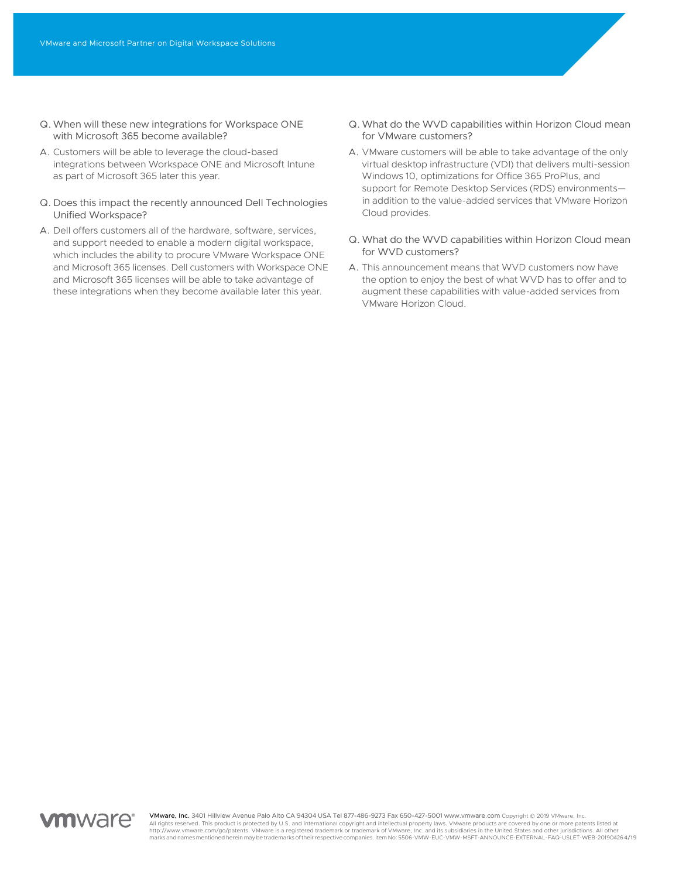Q. When will these new integrations for Workspace ONE with Microsoft 365 become available?

A. Customers will be able to leverage the cloud-based integrations between Workspace ONE and Microsoft Intune as part of Microsoft 365 later this year.

Q. Does this impact the recently announced Dell Technologies Unified Workspace?

A. Dell offers customers all of the hardware, software, services, and support needed to enable a modern digital workspace, which includes the ability to procure VMware Workspace ONE and Microsoft 365 licenses. Dell customers with Workspace ONE and Microsoft 365 licenses will be able to take advantage of these integrations when they become available later this year.

Q. What do the WVD capabilities within Horizon Cloud mean for VMware customers?

A. VMware customers will be able to take advantage of the only virtual desktop infrastructure (VDI) that delivers multi-session Windows 10, optimizations for Office 365 ProPlus, and support for Remote Desktop Services (RDS) environments—in addition to the value-added services that VMware Horizon Cloud provides.

Q. What do the WVD capabilities within Horizon Cloud mean for WVD customers?

A. This announcement means that WVD customers now have the option to enjoy the best of what WVD has to offer and to augment these capabilities with value-added services from VMware Horizon Cloud.

**VMware, Inc.** 3401 Hillview Avenue Palo Alto CA 94304 USA Tel 877-486-9273 Fax 650-427-5001 www.vmware.com Copyright © 2019 VMware, Inc. All rights reserved. This product is protected by U.S. and international copyright and intellectual property laws. VMware products are covered by one or more patents listed at http://www.vmware.com/go/patents. VMware is a registered trademark or trademark of VMware, Inc. and its subsidiaries in the United States and other jurisdictions. All other marks and names mentioned herein may be trademarks of their respective companies. Item No: 5506-VMW-EUC-VMW-MSFT-ANNOUNCE-EXTERNAL-FAQ-USLET-WEB-20190426 4/19